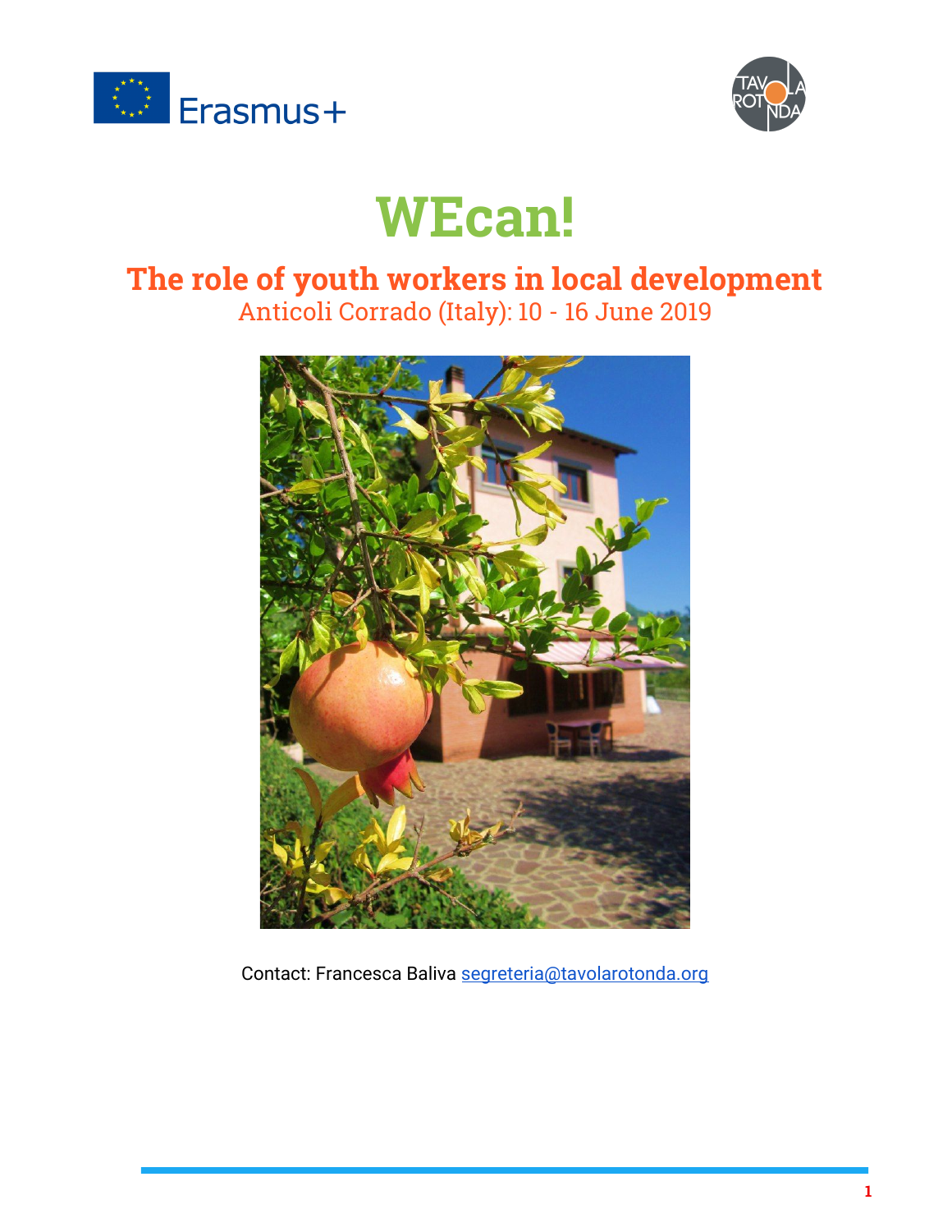# WEcan!

## The role of youth workers in local development

Anticoli Corrado (Italy): 10 - 16 June 2019

Contact: Francesca Baliva segreteria@tavolarotonda.org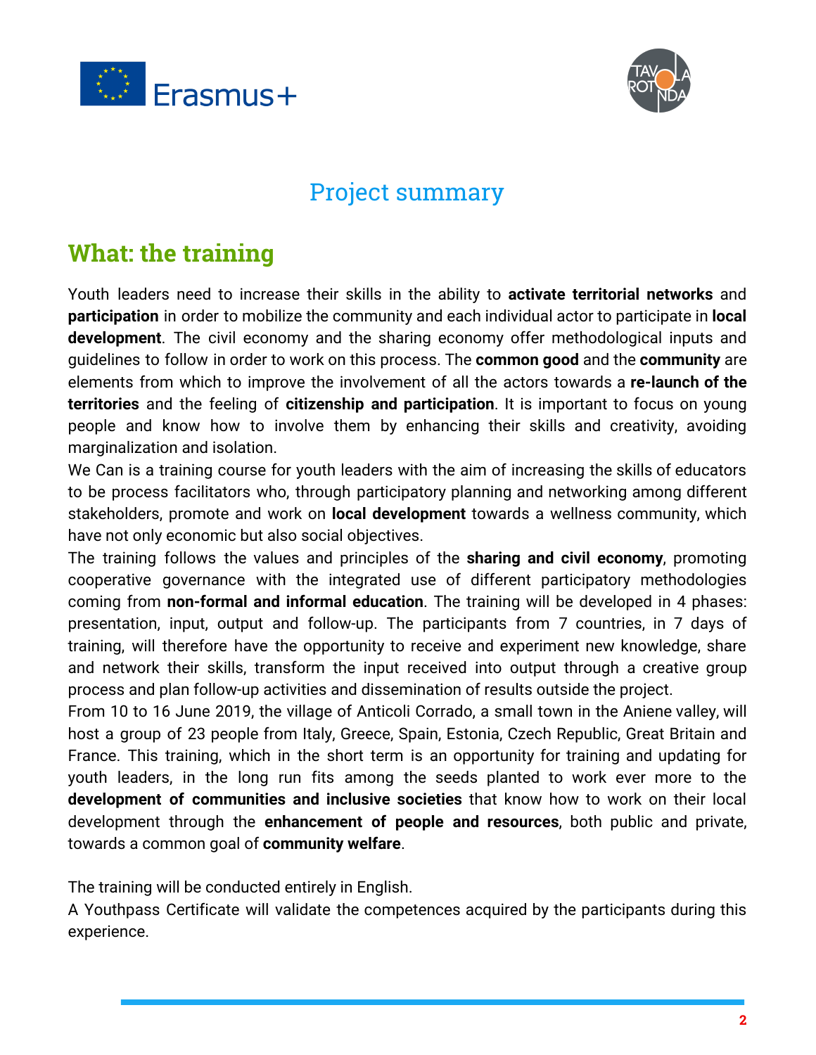# Project summary

## What: the training

Youth leaders need to increase their skills in the ability to **activate territorial networks** and **participation** in order to mobilize the community and each individual actor to participate in **local development**. The civil economy and the sharing economy offer methodological inputs and guidelines to follow in order to work on this process. The **common good** and the **community** are elements from which to improve the involvement of all the actors towards a **re-launch of the territories** and the feeling of **citizenship and participation**. It is important to focus on young people and know how to involve them by enhancing their skills and creativity, avoiding marginalization and isolation.

We Can is a training course for youth leaders with the aim of increasing the skills of educators to be process facilitators who, through participatory planning and networking among different stakeholders, promote and work on **local development** towards a wellness community, which have not only economic but also social objectives.

The training follows the values and principles of the **sharing and civil economy**, promoting cooperative governance with the integrated use of different participatory methodologies coming from **non-formal and informal education**. The training will be developed in 4 phases: presentation, input, output and follow-up. The participants from 7 countries, in 7 days of training, will therefore have the opportunity to receive and experiment new knowledge, share and network their skills, transform the input received into output through a creative group process and plan follow-up activities and dissemination of results outside the project.

From 10 to 16 June 2019, the village of Anticoli Corrado, a small town in the Aniene valley, will host a group of 23 people from Italy, Greece, Spain, Estonia, Czech Republic, Great Britain and France. This training, which in the short term is an opportunity for training and updating for youth leaders, in the long run fits among the seeds planted to work ever more to the **development of communities and inclusive societies** that know how to work on their local development through the **enhancement of people and resources**, both public and private, towards a common goal of **community welfare**.

The training will be conducted entirely in English.

A Youthpass Certificate will validate the competences acquired by the participants during this experience.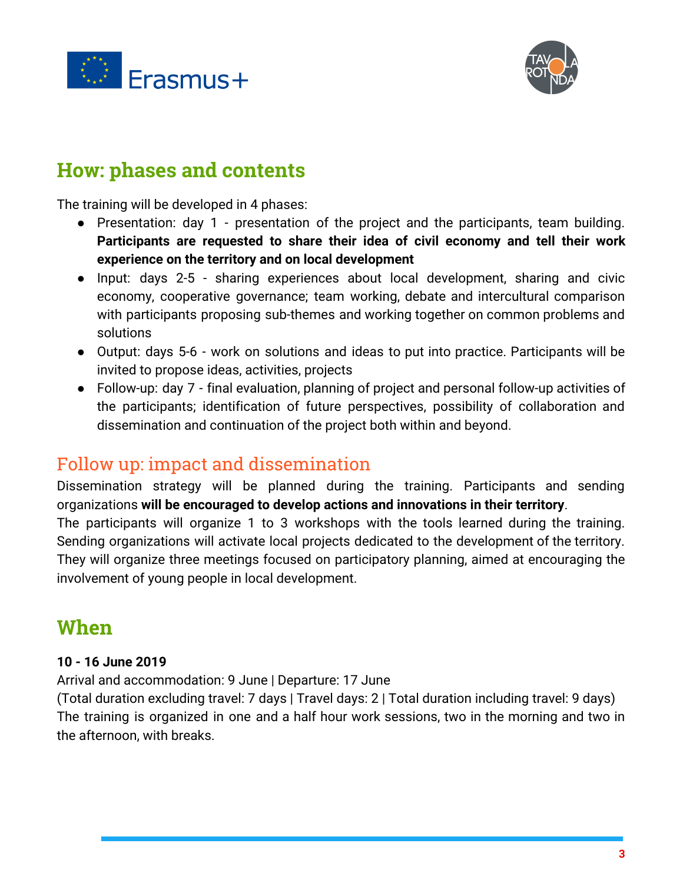## How: phases and contents

The training will be developed in 4 phases:

- Presentation: day 1 - presentation of the project and the participants, team building. **Participants are requested to share their idea of civil economy and tell their work experience on the territory and on local development**
- Input: days 2-5 - sharing experiences about local development, sharing and civic economy, cooperative governance; team working, debate and intercultural comparison with participants proposing sub-themes and working together on common problems and solutions
- Output: days 5-6 - work on solutions and ideas to put into practice. Participants will be invited to propose ideas, activities, projects
- Follow-up: day 7 - final evaluation, planning of project and personal follow-up activities of the participants; identification of future perspectives, possibility of collaboration and dissemination and continuation of the project both within and beyond.

### Follow up: impact and dissemination

Dissemination strategy will be planned during the training. Participants and sending organizations **will be encouraged to develop actions and innovations in their territory**.
The participants will organize 1 to 3 workshops with the tools learned during the training. Sending organizations will activate local projects dedicated to the development of the territory. They will organize three meetings focused on participatory planning, aimed at encouraging the involvement of young people in local development.

## When

**10 - 16 June 2019**
Arrival and accommodation: 9 June | Departure: 17 June
(Total duration excluding travel: 7 days | Travel days: 2 | Total duration including travel: 9 days)
The training is organized in one and a half hour work sessions, two in the morning and two in the afternoon, with breaks.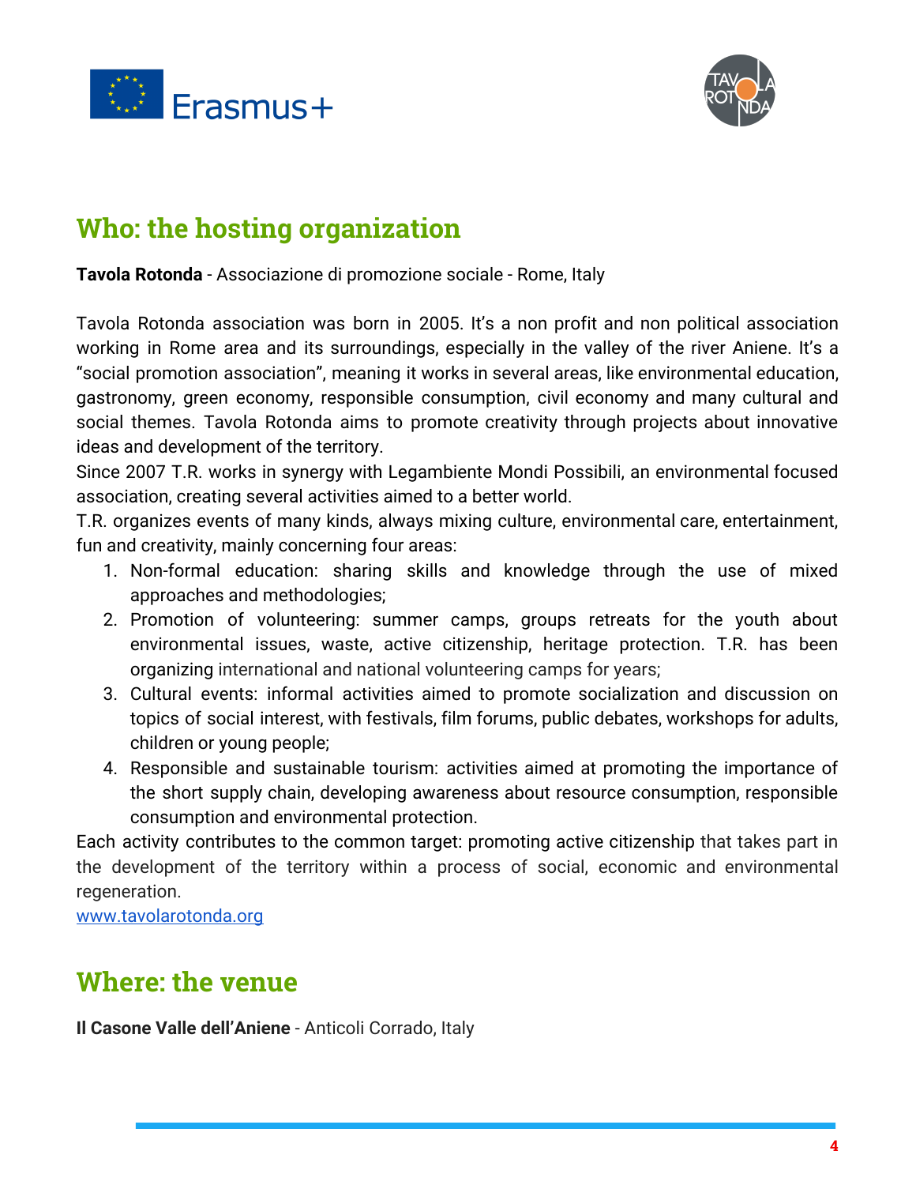## Who: the hosting organization

**Tavola Rotonda** - Associazione di promozione sociale - Rome, Italy

Tavola Rotonda association was born in 2005. It's a non profit and non political association working in Rome area and its surroundings, especially in the valley of the river Aniene. It's a "social promotion association", meaning it works in several areas, like environmental education, gastronomy, green economy, responsible consumption, civil economy and many cultural and social themes. Tavola Rotonda aims to promote creativity through projects about innovative ideas and development of the territory.
Since 2007 T.R. works in synergy with Legambiente Mondi Possibili, an environmental focused association, creating several activities aimed to a better world.
T.R. organizes events of many kinds, always mixing culture, environmental care, entertainment, fun and creativity, mainly concerning four areas:

1. Non-formal education: sharing skills and knowledge through the use of mixed approaches and methodologies;
2. Promotion of volunteering: summer camps, groups retreats for the youth about environmental issues, waste, active citizenship, heritage protection. T.R. has been organizing international and national volunteering camps for years;
3. Cultural events: informal activities aimed to promote socialization and discussion on topics of social interest, with festivals, film forums, public debates, workshops for adults, children or young people;
4. Responsible and sustainable tourism: activities aimed at promoting the importance of the short supply chain, developing awareness about resource consumption, responsible consumption and environmental protection.

Each activity contributes to the common target: promoting active citizenship that takes part in the development of the territory within a process of social, economic and environmental regeneration.
[www.tavolarotonda.org](http://www.tavolarotonda.org)

## Where: the venue

**Il Casone Valle dell'Aniene** - Anticoli Corrado, Italy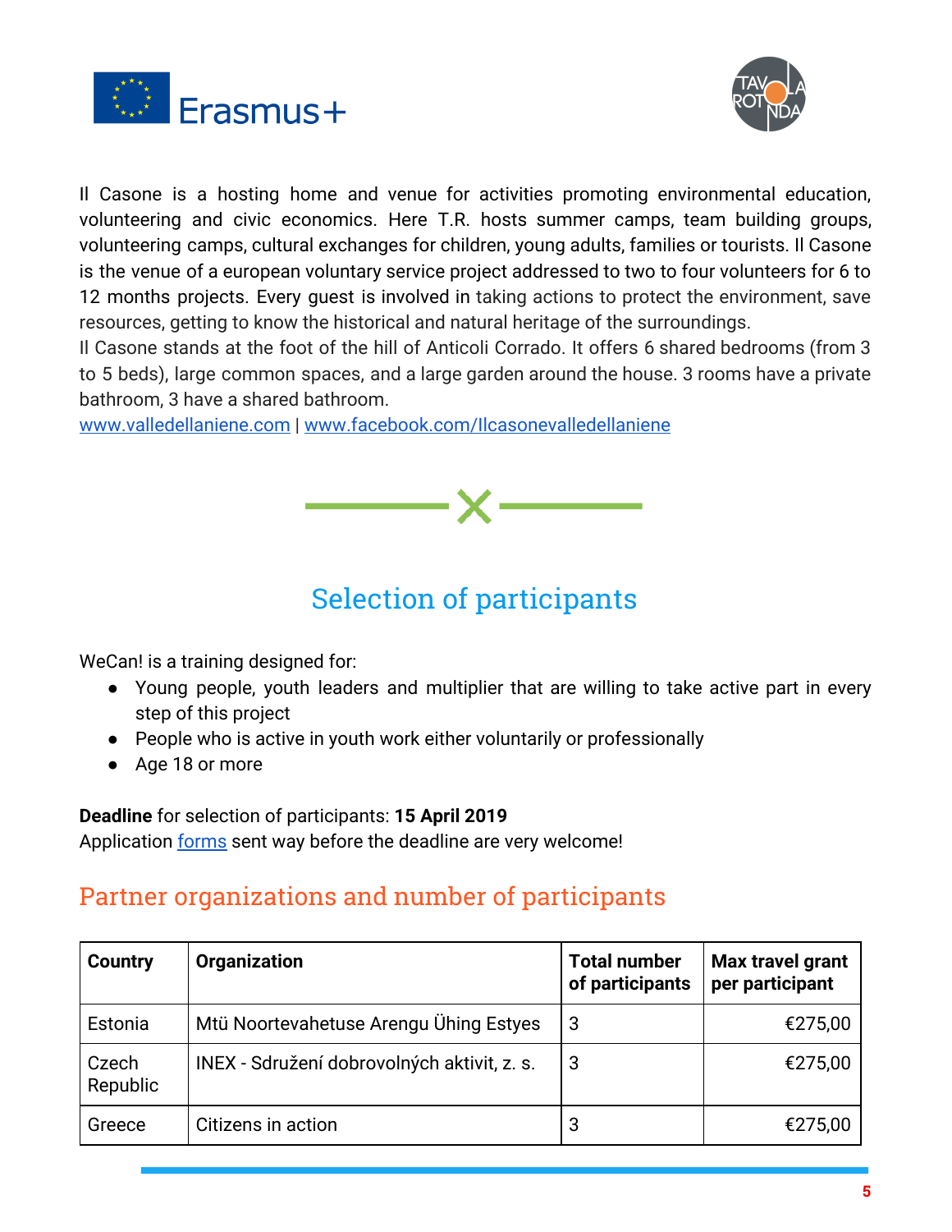Il Casone is a hosting home and venue for activities promoting environmental education, volunteering and civic economics. Here T.R. hosts summer camps, team building groups, volunteering camps, cultural exchanges for children, young adults, families or tourists. Il Casone is the venue of a european voluntary service project addressed to two to four volunteers for 6 to 12 months projects. Every guest is involved in taking actions to protect the environment, save resources, getting to know the historical and natural heritage of the surroundings.

Il Casone stands at the foot of the hill of Anticoli Corrado. It offers 6 shared bedrooms (from 3 to 5 beds), large common spaces, and a large garden around the house. 3 rooms have a private bathroom, 3 have a shared bathroom.

[www.valledellaniene.com](http://www.valledellaniene.com) | [www.facebook.com/Ilcasonevalledellaniene](http://www.facebook.com/Ilcasonevalledellaniene)

## Selection of participants

WeCan! is a training designed for:

- Young people, youth leaders and multiplier that are willing to take active part in every step of this project
- People who is active in youth work either voluntarily or professionally
- Age 18 or more

**Deadline** for selection of participants: **15 April 2019**

Application forms sent way before the deadline are very welcome!

## Partner organizations and number of participants

| Country | Organization | Total number of participants | Max travel grant per participant |
|---|---|---|---|
| Estonia | Mtü Noortevahetuse Arengu Ühing Estyes | 3 | €275,00 |
| Czech Republic | INEX - Sdružení dobrovolných aktivit, z. s. | 3 | €275,00 |
| Greece | Citizens in action | 3 | €275,00 |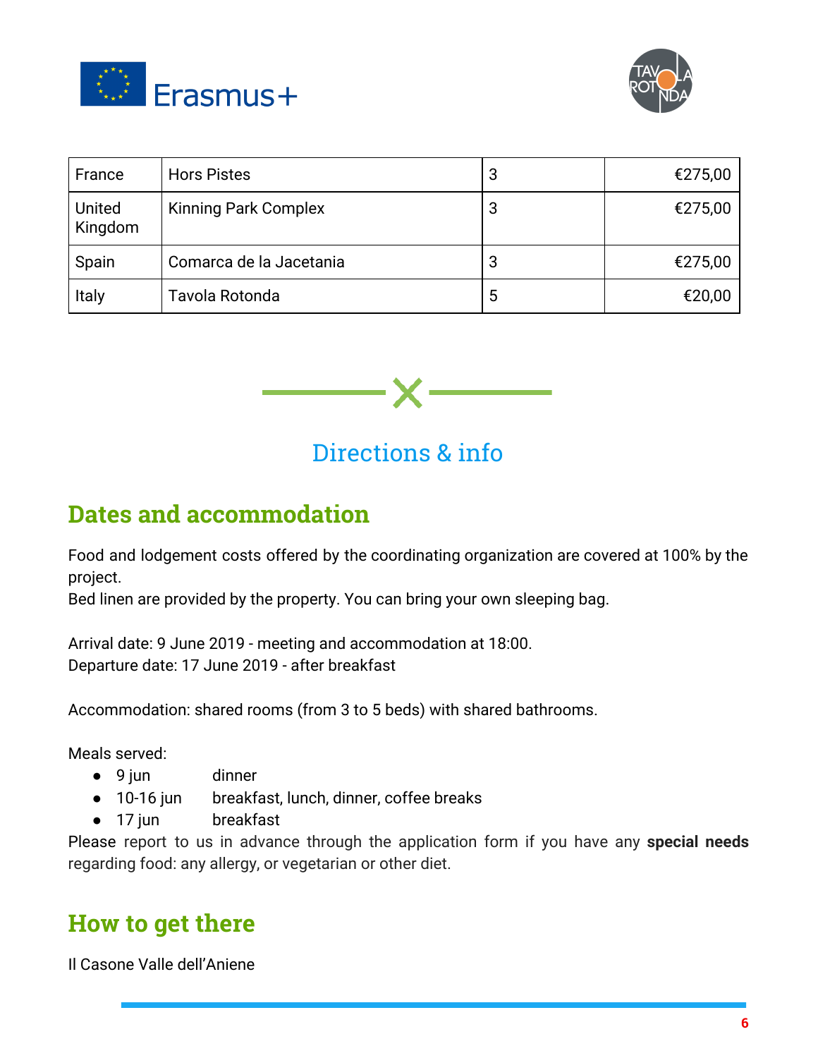| | | | |
|---|---|---|---|
| France | Hors Pistes | 3 | €275,00 |
| United Kingdom | Kinning Park Complex | 3 | €275,00 |
| Spain | Comarca de la Jacetania | 3 | €275,00 |
| Italy | Tavola Rotonda | 5 | €20,00 |

# Directions & info

## Dates and accommodation

Food and lodgement costs offered by the coordinating organization are covered at 100% by the project.
Bed linen are provided by the property. You can bring your own sleeping bag.

Arrival date: 9 June 2019 - meeting and accommodation at 18:00.
Departure date: 17 June 2019 - after breakfast

Accommodation: shared rooms (from 3 to 5 beds) with shared bathrooms.

Meals served:

- 9 jun dinner
- 10-16 jun breakfast, lunch, dinner, coffee breaks
- 17 jun breakfast

Please report to us in advance through the application form if you have any **special needs** regarding food: any allergy, or vegetarian or other diet.

## How to get there

Il Casone Valle dell'Aniene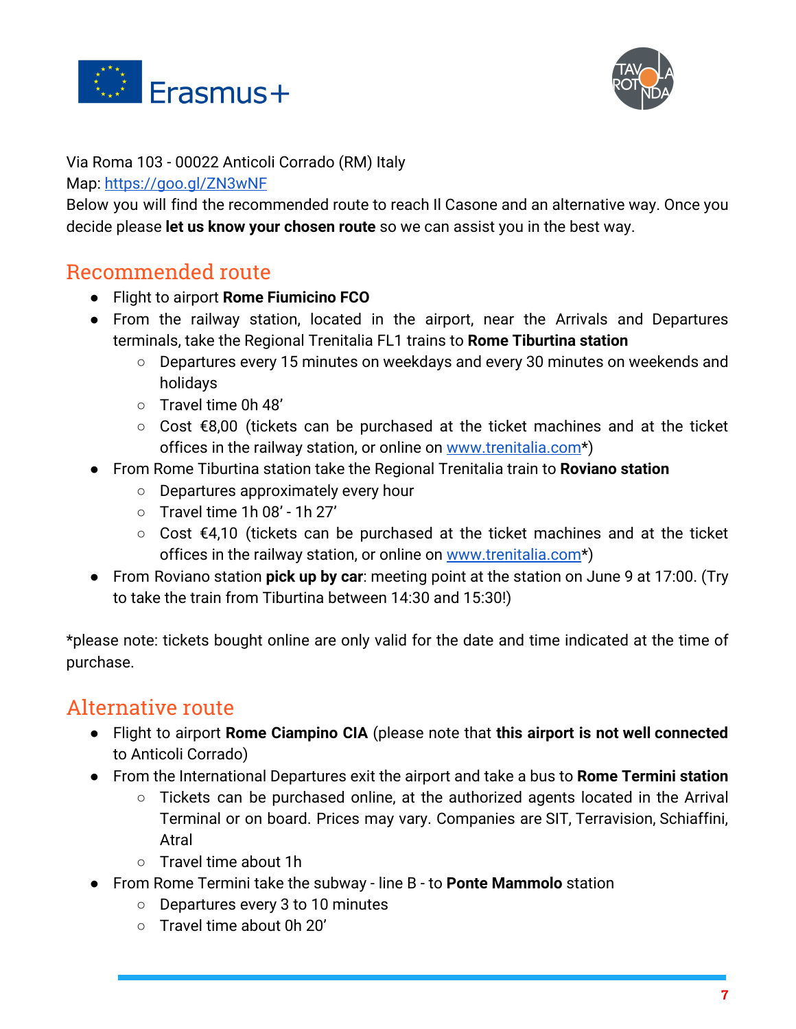Via Roma 103 - 00022 Anticoli Corrado (RM) Italy
Map: https://goo.gl/ZN3wNF
Below you will find the recommended route to reach Il Casone and an alternative way. Once you decide please **let us know your chosen route** so we can assist you in the best way.

## Recommended route

- Flight to airport **Rome Fiumicino FCO**
- From the railway station, located in the airport, near the Arrivals and Departures terminals, take the Regional Trenitalia FL1 trains to **Rome Tiburtina station**
  - Departures every 15 minutes on weekdays and every 30 minutes on weekends and holidays
  - Travel time 0h 48'
  - Cost €8,00 (tickets can be purchased at the ticket machines and at the ticket offices in the railway station, or online on www.trenitalia.com*)
- From Rome Tiburtina station take the Regional Trenitalia train to **Roviano station**
  - Departures approximately every hour
  - Travel time 1h 08' - 1h 27'
  - Cost €4,10 (tickets can be purchased at the ticket machines and at the ticket offices in the railway station, or online on www.trenitalia.com*)
- From Roviano station **pick up by car**: meeting point at the station on June 9 at 17:00. (Try to take the train from Tiburtina between 14:30 and 15:30!)

*please note: tickets bought online are only valid for the date and time indicated at the time of purchase.

## Alternative route

- Flight to airport **Rome Ciampino CIA** (please note that **this airport is not well connected** to Anticoli Corrado)
- From the International Departures exit the airport and take a bus to **Rome Termini station**
  - Tickets can be purchased online, at the authorized agents located in the Arrival Terminal or on board. Prices may vary. Companies are SIT, Terravision, Schiaffini, Atral
  - Travel time about 1h
- From Rome Termini take the subway - line B - to **Ponte Mammolo** station
  - Departures every 3 to 10 minutes
  - Travel time about 0h 20'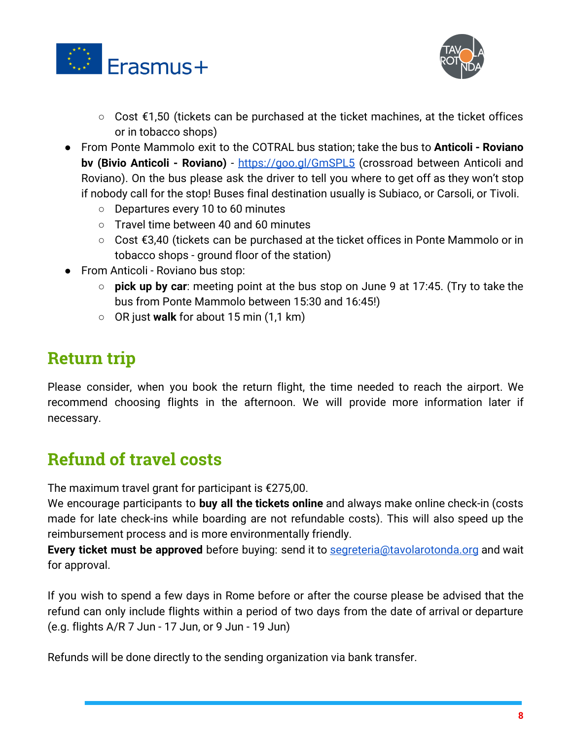- Cost €1,50 (tickets can be purchased at the ticket machines, at the ticket offices or in tobacco shops)
- From Ponte Mammolo exit to the COTRAL bus station; take the bus to **Anticoli - Roviano bv (Bivio Anticoli - Roviano)** - [https://goo.gl/GmSPL5](https://goo.gl/GmSPL5) (crossroad between Anticoli and Roviano). On the bus please ask the driver to tell you where to get off as they won't stop if nobody call for the stop! Buses final destination usually is Subiaco, or Carsoli, or Tivoli.
    - Departures every 10 to 60 minutes
    - Travel time between 40 and 60 minutes
    - Cost €3,40 (tickets can be purchased at the ticket offices in Ponte Mammolo or in tobacco shops - ground floor of the station)
- From Anticoli - Roviano bus stop:
    - **pick up by car**: meeting point at the bus stop on June 9 at 17:45. (Try to take the bus from Ponte Mammolo between 15:30 and 16:45!)
    - OR just **walk** for about 15 min (1,1 km)

## Return trip

Please consider, when you book the return flight, the time needed to reach the airport. We recommend choosing flights in the afternoon. We will provide more information later if necessary.

## Refund of travel costs

The maximum travel grant for participant is €275,00.
We encourage participants to **buy all the tickets online** and always make online check-in (costs made for late check-ins while boarding are not refundable costs). This will also speed up the reimbursement process and is more environmentally friendly.
**Every ticket must be approved** before buying: send it to [segreteria@tavolarotonda.org](mailto:segreteria@tavolarotonda.org) and wait for approval.

If you wish to spend a few days in Rome before or after the course please be advised that the refund can only include flights within a period of two days from the date of arrival or departure (e.g. flights A/R 7 Jun - 17 Jun, or 9 Jun - 19 Jun)

Refunds will be done directly to the sending organization via bank transfer.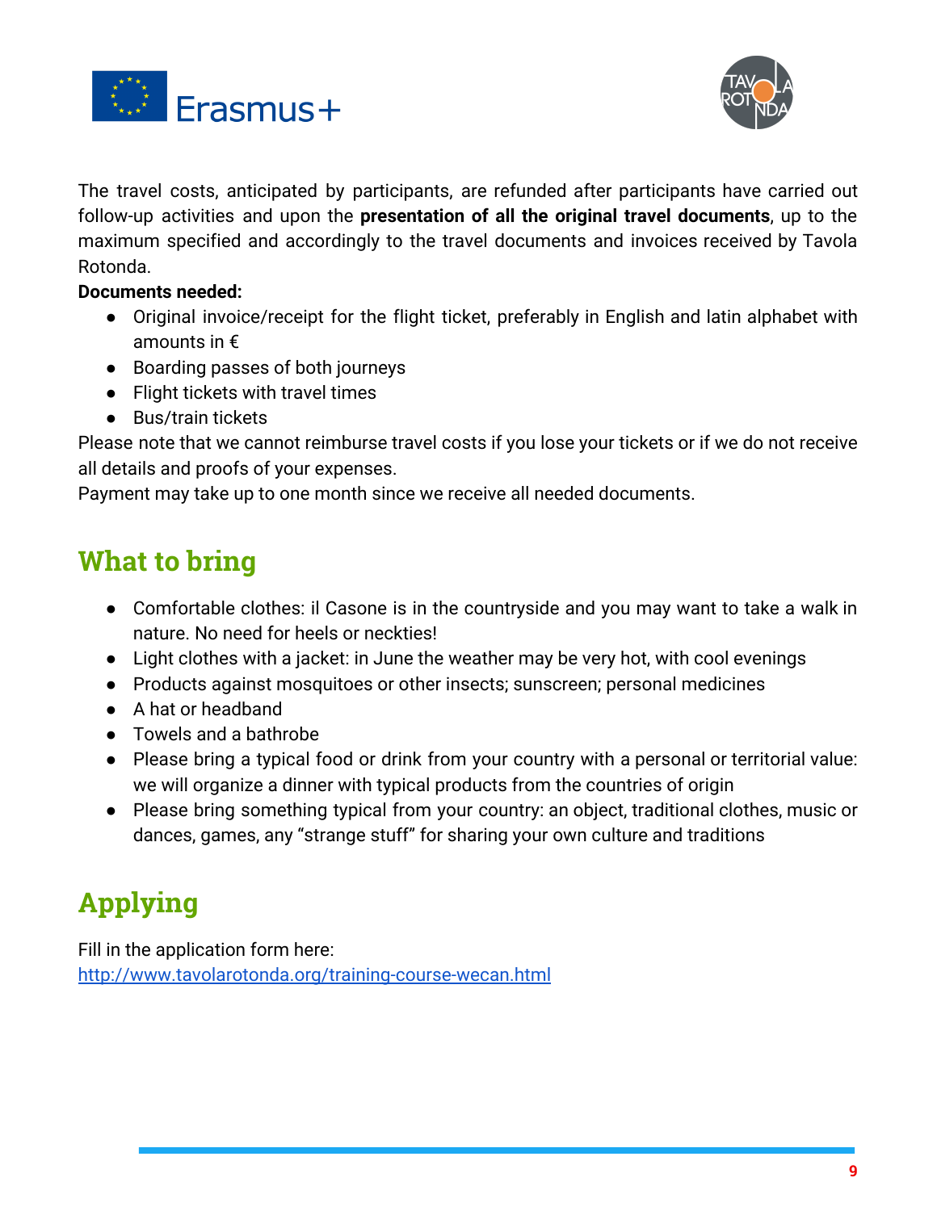The travel costs, anticipated by participants, are refunded after participants have carried out follow-up activities and upon the **presentation of all the original travel documents**, up to the maximum specified and accordingly to the travel documents and invoices received by Tavola Rotonda.

**Documents needed:**

- Original invoice/receipt for the flight ticket, preferably in English and latin alphabet with amounts in €
- Boarding passes of both journeys
- Flight tickets with travel times
- Bus/train tickets

Please note that we cannot reimburse travel costs if you lose your tickets or if we do not receive all details and proofs of your expenses.

Payment may take up to one month since we receive all needed documents.

## What to bring

- Comfortable clothes: il Casone is in the countryside and you may want to take a walk in nature. No need for heels or neckties!
- Light clothes with a jacket: in June the weather may be very hot, with cool evenings
- Products against mosquitoes or other insects; sunscreen; personal medicines
- A hat or headband
- Towels and a bathrobe
- Please bring a typical food or drink from your country with a personal or territorial value: we will organize a dinner with typical products from the countries of origin
- Please bring something typical from your country: an object, traditional clothes, music or dances, games, any "strange stuff" for sharing your own culture and traditions

## Applying

Fill in the application form here:
http://www.tavolarotonda.org/training-course-wecan.html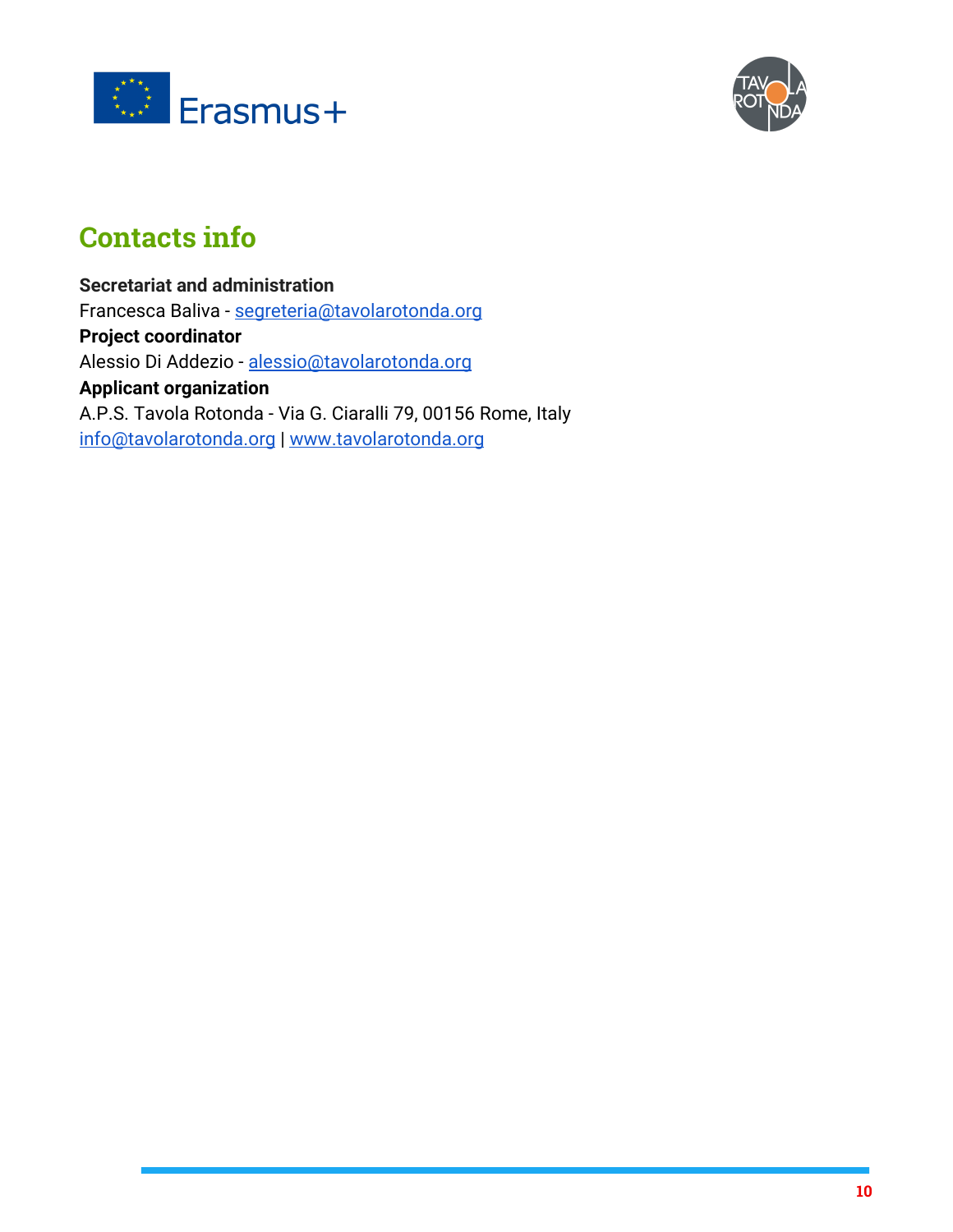## Contacts info

**Secretariat and administration**
Francesca Baliva - segreteria@tavolarotonda.org
**Project coordinator**
Alessio Di Addezio - alessio@tavolarotonda.org
**Applicant organization**
A.P.S. Tavola Rotonda - Via G. Ciaralli 79, 00156 Rome, Italy
info@tavolarotonda.org | www.tavolarotonda.org